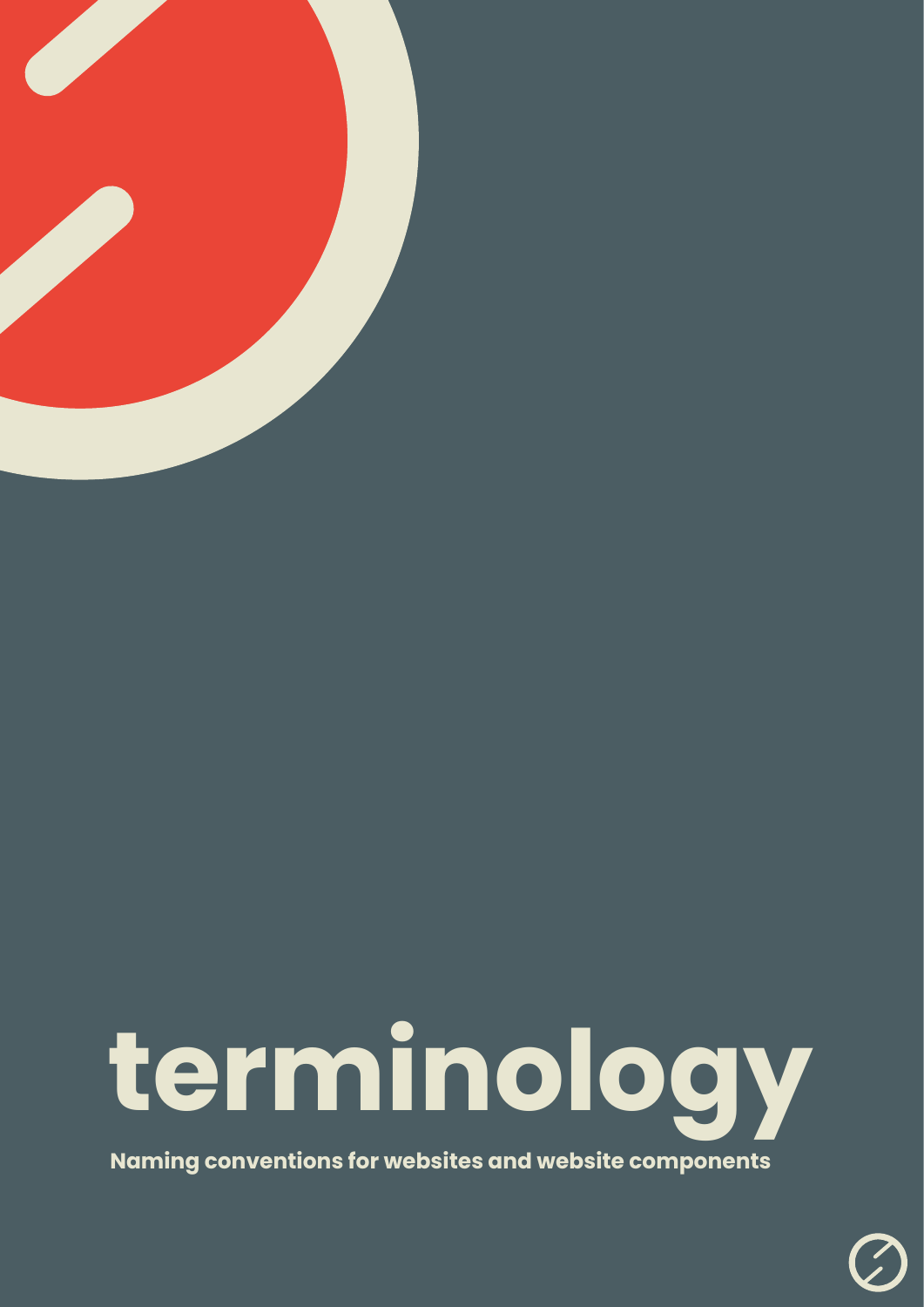# terminology

**Naming conventions for websites and website components**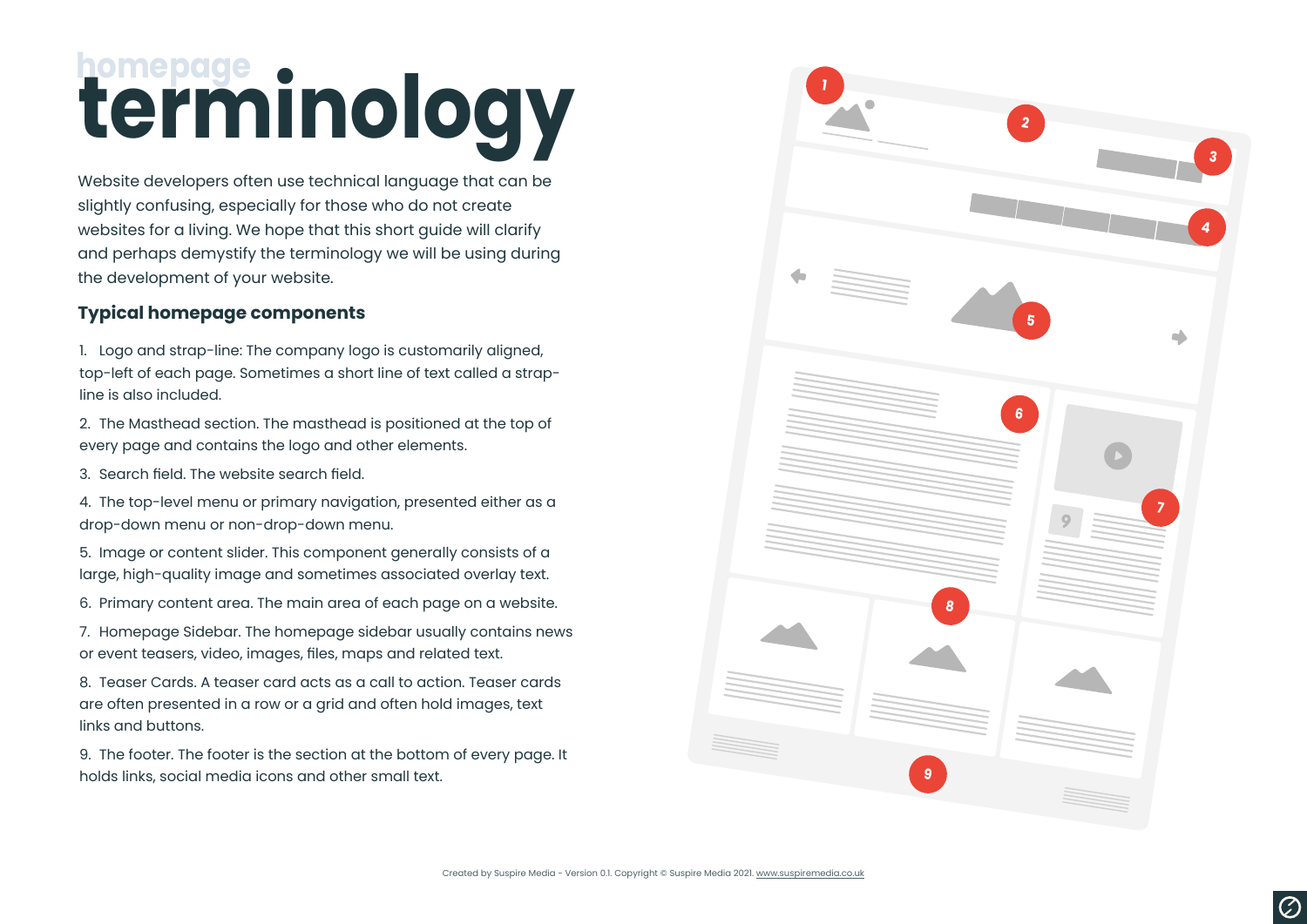homepage

# terminology

Website developers often use technical language that can be slightly confusing, especially for those who do not create websites for a living. We hope that this short guide will clarify and perhaps demystify the terminology we will be using during the development of your website.

## Typical homepage components

1. Logo and strap-line: The company logo is customarily aligned, top-left of each page. Sometimes a short line of text called a strap-line is also included.
2. The Masthead section. The masthead is positioned at the top of every page and contains the logo and other elements.
3. Search field. The website search field.
4. The top-level menu or primary navigation, presented either as a drop-down menu or non-drop-down menu.
5. Image or content slider. This component generally consists of a large, high-quality image and sometimes associated overlay text.
6. Primary content area. The main area of each page on a website.
7. Homepage Sidebar. The homepage sidebar usually contains news or event teasers, video, images, files, maps and related text.
8. Teaser Cards. A teaser card acts as a call to action. Teaser cards are often presented in a row or a grid and often hold images, text links and buttons.
9. The footer. The footer is the section at the bottom of every page. It holds links, social media icons and other small text.

Created by Suspire Media - Version 0.1. Copyright © Suspire Media 2021. www.suspiremedia.co.uk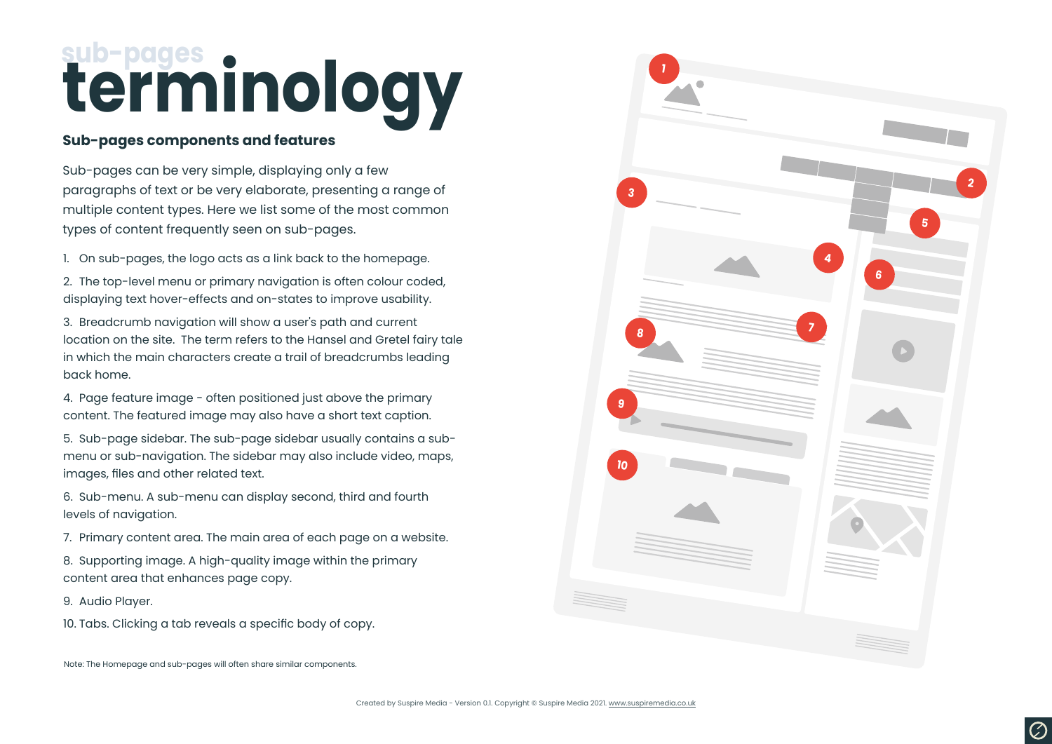sub-pages

# terminology

## Sub-pages components and features

Sub-pages can be very simple, displaying only a few paragraphs of text or be very elaborate, presenting a range of multiple content types. Here we list some of the most common types of content frequently seen on sub-pages.

1. On sub-pages, the logo acts as a link back to the homepage.
2. The top-level menu or primary navigation is often colour coded, displaying text hover-effects and on-states to improve usability.
3. Breadcrumb navigation will show a user's path and current location on the site. The term refers to the Hansel and Gretel fairy tale in which the main characters create a trail of breadcrumbs leading back home.
4. Page feature image - often positioned just above the primary content. The featured image may also have a short text caption.
5. Sub-page sidebar. The sub-page sidebar usually contains a sub-menu or sub-navigation. The sidebar may also include video, maps, images, files and other related text.
6. Sub-menu. A sub-menu can display second, third and fourth levels of navigation.
7. Primary content area. The main area of each page on a website.
8. Supporting image. A high-quality image within the primary content area that enhances page copy.
9. Audio Player.
10. Tabs. Clicking a tab reveals a specific body of copy.

Note: The Homepage and sub-pages will often share similar components.

Created by Suspire Media - Version 0.1. Copyright © Suspire Media 2021. www.suspiremedia.co.uk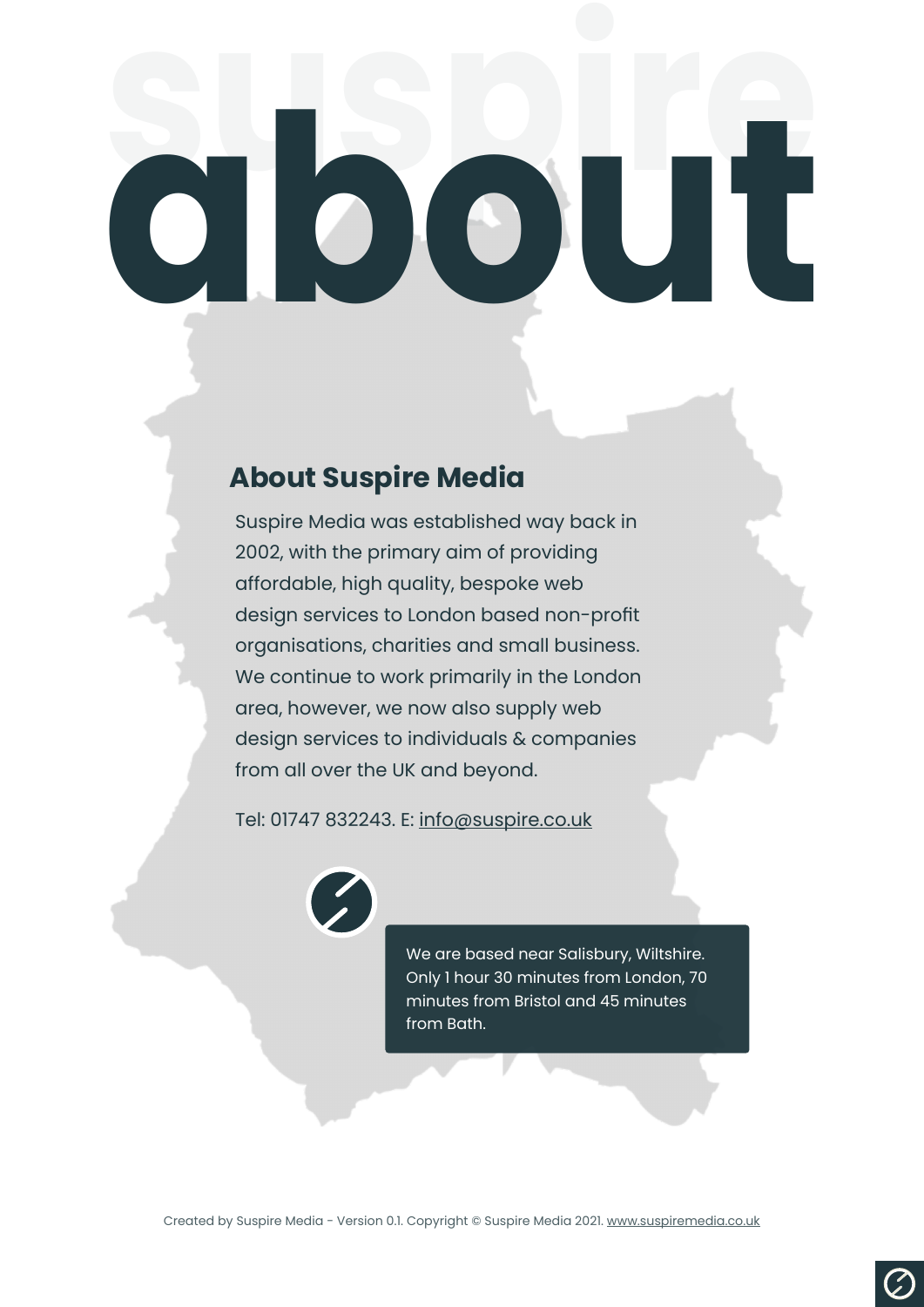# about

## About Suspire Media

Suspire Media was established way back in 2002, with the primary aim of providing affordable, high quality, bespoke web design services to London based non-profit organisations, charities and small business. We continue to work primarily in the London area, however, we now also supply web design services to individuals & companies from all over the UK and beyond.

Tel: 01747 832243. E: info@suspire.co.uk

We are based near Salisbury, Wiltshire. Only 1 hour 30 minutes from London, 70 minutes from Bristol and 45 minutes from Bath.

Created by Suspire Media - Version 0.1. Copyright © Suspire Media 2021. www.suspiremedia.co.uk